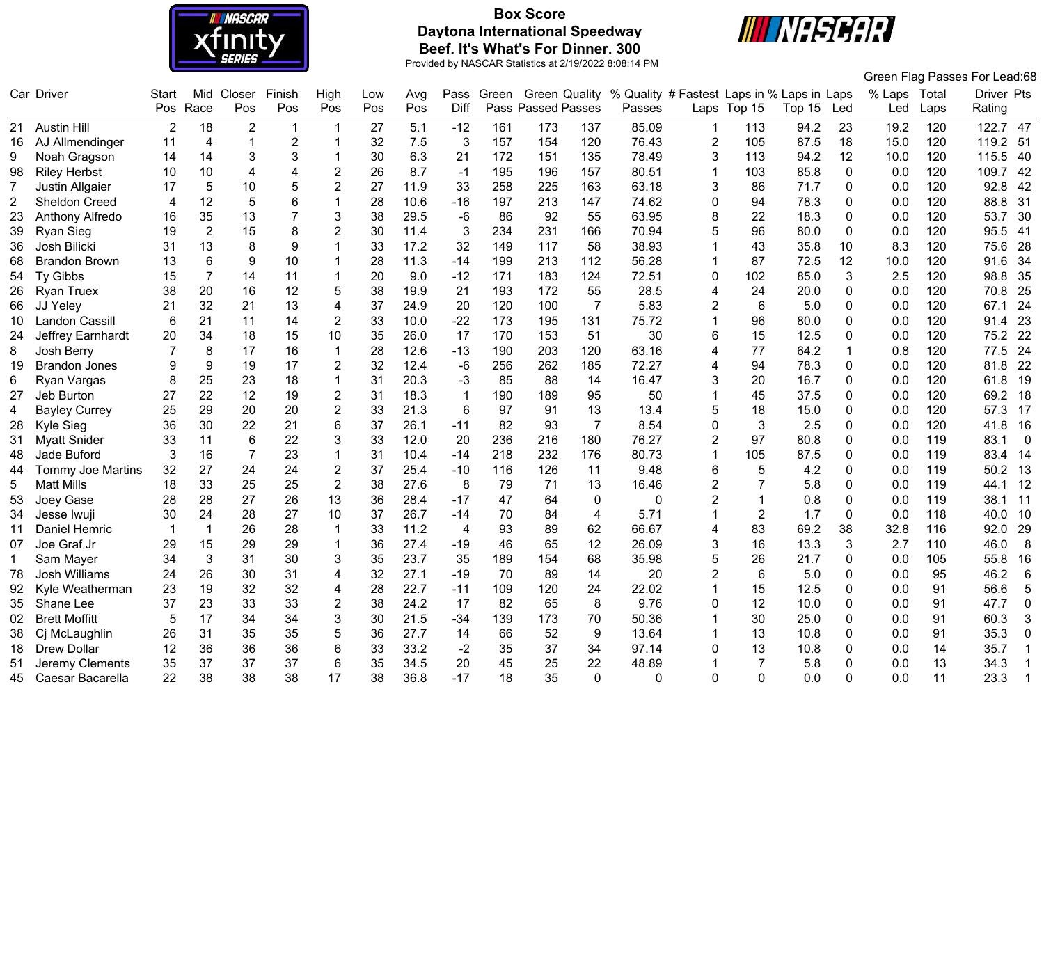# Box Score

## Daytona International Speedway

## Beef. It's What's For Dinner. 300

Provided by NASCAR Statistics at 2/19/2022 8:08:14 PM

Green Flag Passes For Lead:68

| Car | Driver | Start Pos | Mid Race | Closer Pos | Finish Pos | High Pos | Low Pos | Avg Pos | Pass Diff | Green Pass | Green Passed | Quality Passes | % Quality Passes | # Fastest Laps | Laps in Top 15 | % Laps in Top 15 | Laps Led | % Laps Led | Total Laps | Driver Rating | Pts |
|---|---|---|---|---|---|---|---|---|---|---|---|---|---|---|---|---|---|---|---|---|---|
| 21 | Austin Hill | 2 | 18 | 2 | 1 | 1 | 27 | 5.1 | -12 | 161 | 173 | 137 | 85.09 | 1 | 113 | 94.2 | 23 | 19.2 | 120 | 122.7 | 47 |
| 16 | AJ Allmendinger | 11 | 4 | 1 | 2 | 1 | 32 | 7.5 | 3 | 157 | 154 | 120 | 76.43 | 2 | 105 | 87.5 | 18 | 15.0 | 120 | 119.2 | 51 |
| 9 | Noah Gragson | 14 | 14 | 3 | 3 | 1 | 30 | 6.3 | 21 | 172 | 151 | 135 | 78.49 | 3 | 113 | 94.2 | 12 | 10.0 | 120 | 115.5 | 40 |
| 98 | Riley Herbst | 10 | 10 | 4 | 4 | 2 | 26 | 8.7 | -1 | 195 | 196 | 157 | 80.51 | 1 | 103 | 85.8 | 0 | 0.0 | 120 | 109.7 | 42 |
| 7 | Justin Allgaier | 17 | 5 | 10 | 5 | 2 | 27 | 11.9 | 33 | 258 | 225 | 163 | 63.18 | 3 | 86 | 71.7 | 0 | 0.0 | 120 | 92.8 | 42 |
| 2 | Sheldon Creed | 4 | 12 | 5 | 6 | 1 | 28 | 10.6 | -16 | 197 | 213 | 147 | 74.62 | 0 | 94 | 78.3 | 0 | 0.0 | 120 | 88.8 | 31 |
| 23 | Anthony Alfredo | 16 | 35 | 13 | 7 | 3 | 38 | 29.5 | -6 | 86 | 92 | 55 | 63.95 | 8 | 22 | 18.3 | 0 | 0.0 | 120 | 53.7 | 30 |
| 39 | Ryan Sieg | 19 | 2 | 15 | 8 | 2 | 30 | 11.4 | 3 | 234 | 231 | 166 | 70.94 | 5 | 96 | 80.0 | 0 | 0.0 | 120 | 95.5 | 41 |
| 36 | Josh Bilicki | 31 | 13 | 8 | 9 | 1 | 33 | 17.2 | 32 | 149 | 117 | 58 | 38.93 | 1 | 43 | 35.8 | 10 | 8.3 | 120 | 75.6 | 28 |
| 68 | Brandon Brown | 13 | 6 | 9 | 10 | 1 | 28 | 11.3 | -14 | 199 | 213 | 112 | 56.28 | 1 | 87 | 72.5 | 12 | 10.0 | 120 | 91.6 | 34 |
| 54 | Ty Gibbs | 15 | 7 | 14 | 11 | 1 | 20 | 9.0 | -12 | 171 | 183 | 124 | 72.51 | 0 | 102 | 85.0 | 3 | 2.5 | 120 | 98.8 | 35 |
| 26 | Ryan Truex | 38 | 20 | 16 | 12 | 5 | 38 | 19.9 | 21 | 193 | 172 | 55 | 28.5 | 4 | 24 | 20.0 | 0 | 0.0 | 120 | 70.8 | 25 |
| 66 | JJ Yeley | 21 | 32 | 21 | 13 | 4 | 37 | 24.9 | 20 | 120 | 100 | 7 | 5.83 | 2 | 6 | 5.0 | 0 | 0.0 | 120 | 67.1 | 24 |
| 10 | Landon Cassill | 6 | 21 | 11 | 14 | 2 | 33 | 10.0 | -22 | 173 | 195 | 131 | 75.72 | 1 | 96 | 80.0 | 0 | 0.0 | 120 | 91.4 | 23 |
| 24 | Jeffrey Earnhardt | 20 | 34 | 18 | 15 | 10 | 35 | 26.0 | 17 | 170 | 153 | 51 | 30 | 6 | 15 | 12.5 | 0 | 0.0 | 120 | 75.2 | 22 |
| 8 | Josh Berry | 7 | 8 | 17 | 16 | 1 | 28 | 12.6 | -13 | 190 | 203 | 120 | 63.16 | 4 | 77 | 64.2 | 1 | 0.8 | 120 | 77.5 | 24 |
| 19 | Brandon Jones | 9 | 9 | 19 | 17 | 2 | 32 | 12.4 | -6 | 256 | 262 | 185 | 72.27 | 4 | 94 | 78.3 | 0 | 0.0 | 120 | 81.8 | 22 |
| 6 | Ryan Vargas | 8 | 25 | 23 | 18 | 1 | 31 | 20.3 | -3 | 85 | 88 | 14 | 16.47 | 3 | 20 | 16.7 | 0 | 0.0 | 120 | 61.8 | 19 |
| 27 | Jeb Burton | 27 | 22 | 12 | 19 | 2 | 31 | 18.3 | 1 | 190 | 189 | 95 | 50 | 1 | 45 | 37.5 | 0 | 0.0 | 120 | 69.2 | 18 |
| 4 | Bayley Currey | 25 | 29 | 20 | 20 | 2 | 33 | 21.3 | 6 | 97 | 91 | 13 | 13.4 | 5 | 18 | 15.0 | 0 | 0.0 | 120 | 57.3 | 17 |
| 28 | Kyle Sieg | 36 | 30 | 22 | 21 | 6 | 37 | 26.1 | -11 | 82 | 93 | 7 | 8.54 | 0 | 3 | 2.5 | 0 | 0.0 | 120 | 41.8 | 16 |
| 31 | Myatt Snider | 33 | 11 | 6 | 22 | 3 | 33 | 12.0 | 20 | 236 | 216 | 180 | 76.27 | 2 | 97 | 80.8 | 0 | 0.0 | 119 | 83.1 | 0 |
| 48 | Jade Buford | 3 | 16 | 7 | 23 | 1 | 31 | 10.4 | -14 | 218 | 232 | 176 | 80.73 | 1 | 105 | 87.5 | 0 | 0.0 | 119 | 83.4 | 14 |
| 44 | Tommy Joe Martins | 32 | 27 | 24 | 24 | 2 | 37 | 25.4 | -10 | 116 | 126 | 11 | 9.48 | 6 | 5 | 4.2 | 0 | 0.0 | 119 | 50.2 | 13 |
| 5 | Matt Mills | 18 | 33 | 25 | 25 | 2 | 38 | 27.6 | 8 | 79 | 71 | 13 | 16.46 | 2 | 7 | 5.8 | 0 | 0.0 | 119 | 44.1 | 12 |
| 53 | Joey Gase | 28 | 28 | 27 | 26 | 13 | 36 | 28.4 | -17 | 47 | 64 | 0 | 0 | 2 | 1 | 0.8 | 0 | 0.0 | 119 | 38.1 | 11 |
| 34 | Jesse Iwuji | 30 | 24 | 28 | 27 | 10 | 37 | 26.7 | -14 | 70 | 84 | 4 | 5.71 | 1 | 2 | 1.7 | 0 | 0.0 | 118 | 40.0 | 10 |
| 11 | Daniel Hemric | 1 | 1 | 26 | 28 | 1 | 33 | 11.2 | 4 | 93 | 89 | 62 | 66.67 | 4 | 83 | 69.2 | 38 | 32.8 | 116 | 92.0 | 29 |
| 07 | Joe Graf Jr | 29 | 15 | 29 | 29 | 1 | 36 | 27.4 | -19 | 46 | 65 | 12 | 26.09 | 3 | 16 | 13.3 | 3 | 2.7 | 110 | 46.0 | 8 |
| 1 | Sam Mayer | 34 | 3 | 31 | 30 | 3 | 35 | 23.7 | 35 | 189 | 154 | 68 | 35.98 | 5 | 26 | 21.7 | 0 | 0.0 | 105 | 55.8 | 16 |
| 78 | Josh Williams | 24 | 26 | 30 | 31 | 4 | 32 | 27.1 | -19 | 70 | 89 | 14 | 20 | 2 | 6 | 5.0 | 0 | 0.0 | 95 | 46.2 | 6 |
| 92 | Kyle Weatherman | 23 | 19 | 32 | 32 | 4 | 28 | 22.7 | -11 | 109 | 120 | 24 | 22.02 | 1 | 15 | 12.5 | 0 | 0.0 | 91 | 56.6 | 5 |
| 35 | Shane Lee | 37 | 23 | 33 | 33 | 2 | 38 | 24.2 | 17 | 82 | 65 | 8 | 9.76 | 0 | 12 | 10.0 | 0 | 0.0 | 91 | 47.7 | 0 |
| 02 | Brett Moffitt | 5 | 17 | 34 | 34 | 3 | 30 | 21.5 | -34 | 139 | 173 | 70 | 50.36 | 1 | 30 | 25.0 | 0 | 0.0 | 91 | 60.3 | 3 |
| 38 | Cj McLaughlin | 26 | 31 | 35 | 35 | 5 | 36 | 27.7 | 14 | 66 | 52 | 9 | 13.64 | 1 | 13 | 10.8 | 0 | 0.0 | 91 | 35.3 | 0 |
| 18 | Drew Dollar | 12 | 36 | 36 | 36 | 6 | 33 | 33.2 | -2 | 35 | 37 | 34 | 97.14 | 0 | 13 | 10.8 | 0 | 0.0 | 14 | 35.7 | 1 |
| 51 | Jeremy Clements | 35 | 37 | 37 | 37 | 6 | 35 | 34.5 | 20 | 45 | 25 | 22 | 48.89 | 1 | 7 | 5.8 | 0 | 0.0 | 13 | 34.3 | 1 |
| 45 | Caesar Bacarella | 22 | 38 | 38 | 38 | 17 | 38 | 36.8 | -17 | 18 | 35 | 0 | 0 | 0 | 0 | 0.0 | 0 | 0.0 | 11 | 23.3 | 1 |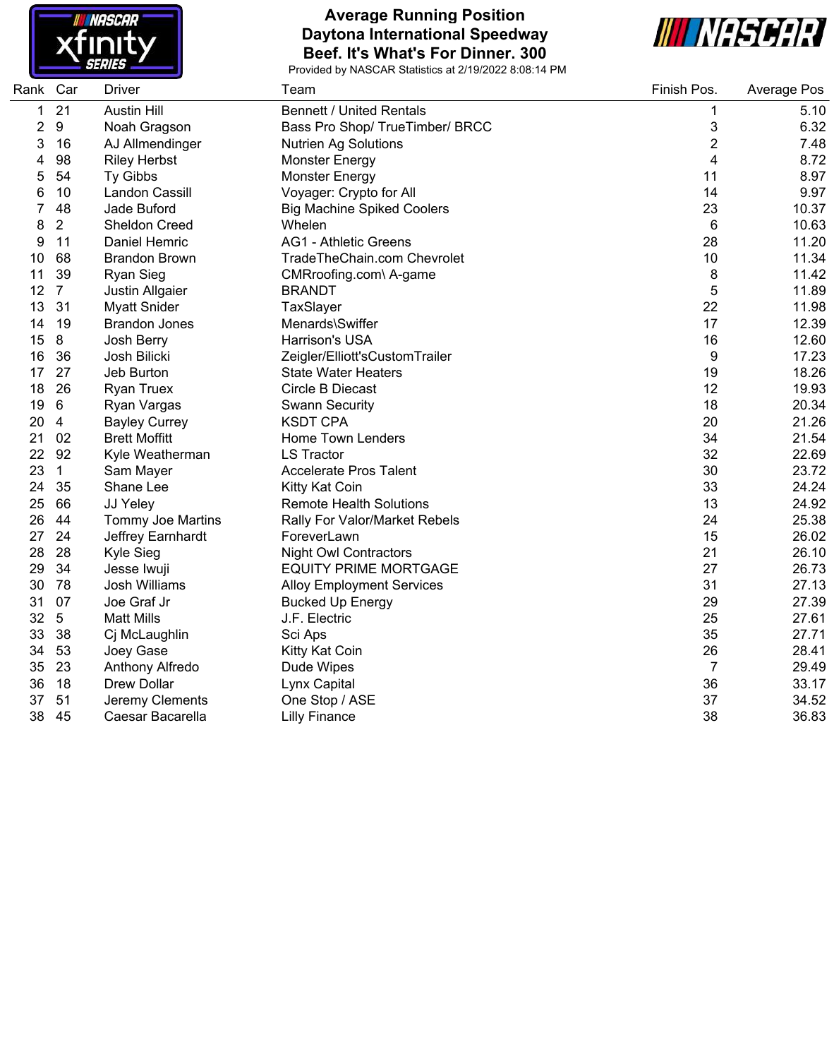# Average Running Position
## Daytona International Speedway
## Beef. It's What's For Dinner. 300

Provided by NASCAR Statistics at 2/19/2022 8:08:14 PM

| Rank | Car | Driver | Team | Finish Pos. | Average Pos |
|---|---|---|---|---|---|
| 1 | 21 | Austin Hill | Bennett / United Rentals | 1 | 5.10 |
| 2 | 9 | Noah Gragson | Bass Pro Shop/ TrueTimber/ BRCC | 3 | 6.32 |
| 3 | 16 | AJ Allmendinger | Nutrien Ag Solutions | 2 | 7.48 |
| 4 | 98 | Riley Herbst | Monster Energy | 4 | 8.72 |
| 5 | 54 | Ty Gibbs | Monster Energy | 11 | 8.97 |
| 6 | 10 | Landon Cassill | Voyager: Crypto for All | 14 | 9.97 |
| 7 | 48 | Jade Buford | Big Machine Spiked Coolers | 23 | 10.37 |
| 8 | 2 | Sheldon Creed | Whelen | 6 | 10.63 |
| 9 | 11 | Daniel Hemric | AG1 - Athletic Greens | 28 | 11.20 |
| 10 | 68 | Brandon Brown | TradeTheChain.com Chevrolet | 10 | 11.34 |
| 11 | 39 | Ryan Sieg | CMRroofing.com\ A-game | 8 | 11.42 |
| 12 | 7 | Justin Allgaier | BRANDT | 5 | 11.89 |
| 13 | 31 | Myatt Snider | TaxSlayer | 22 | 11.98 |
| 14 | 19 | Brandon Jones | Menards\Swiffer | 17 | 12.39 |
| 15 | 8 | Josh Berry | Harrison's USA | 16 | 12.60 |
| 16 | 36 | Josh Bilicki | Zeigler/Elliott'sCustomTrailer | 9 | 17.23 |
| 17 | 27 | Jeb Burton | State Water Heaters | 19 | 18.26 |
| 18 | 26 | Ryan Truex | Circle B Diecast | 12 | 19.93 |
| 19 | 6 | Ryan Vargas | Swann Security | 18 | 20.34 |
| 20 | 4 | Bayley Currey | KSDT CPA | 20 | 21.26 |
| 21 | 02 | Brett Moffitt | Home Town Lenders | 34 | 21.54 |
| 22 | 92 | Kyle Weatherman | LS Tractor | 32 | 22.69 |
| 23 | 1 | Sam Mayer | Accelerate Pros Talent | 30 | 23.72 |
| 24 | 35 | Shane Lee | Kitty Kat Coin | 33 | 24.24 |
| 25 | 66 | JJ Yeley | Remote Health Solutions | 13 | 24.92 |
| 26 | 44 | Tommy Joe Martins | Rally For Valor/Market Rebels | 24 | 25.38 |
| 27 | 24 | Jeffrey Earnhardt | ForeverLawn | 15 | 26.02 |
| 28 | 28 | Kyle Sieg | Night Owl Contractors | 21 | 26.10 |
| 29 | 34 | Jesse Iwuji | EQUITY PRIME MORTGAGE | 27 | 26.73 |
| 30 | 78 | Josh Williams | Alloy Employment Services | 31 | 27.13 |
| 31 | 07 | Joe Graf Jr | Bucked Up Energy | 29 | 27.39 |
| 32 | 5 | Matt Mills | J.F. Electric | 25 | 27.61 |
| 33 | 38 | Cj McLaughlin | Sci Aps | 35 | 27.71 |
| 34 | 53 | Joey Gase | Kitty Kat Coin | 26 | 28.41 |
| 35 | 23 | Anthony Alfredo | Dude Wipes | 7 | 29.49 |
| 36 | 18 | Drew Dollar | Lynx Capital | 36 | 33.17 |
| 37 | 51 | Jeremy Clements | One Stop / ASE | 37 | 34.52 |
| 38 | 45 | Caesar Bacarella | Lilly Finance | 38 | 36.83 |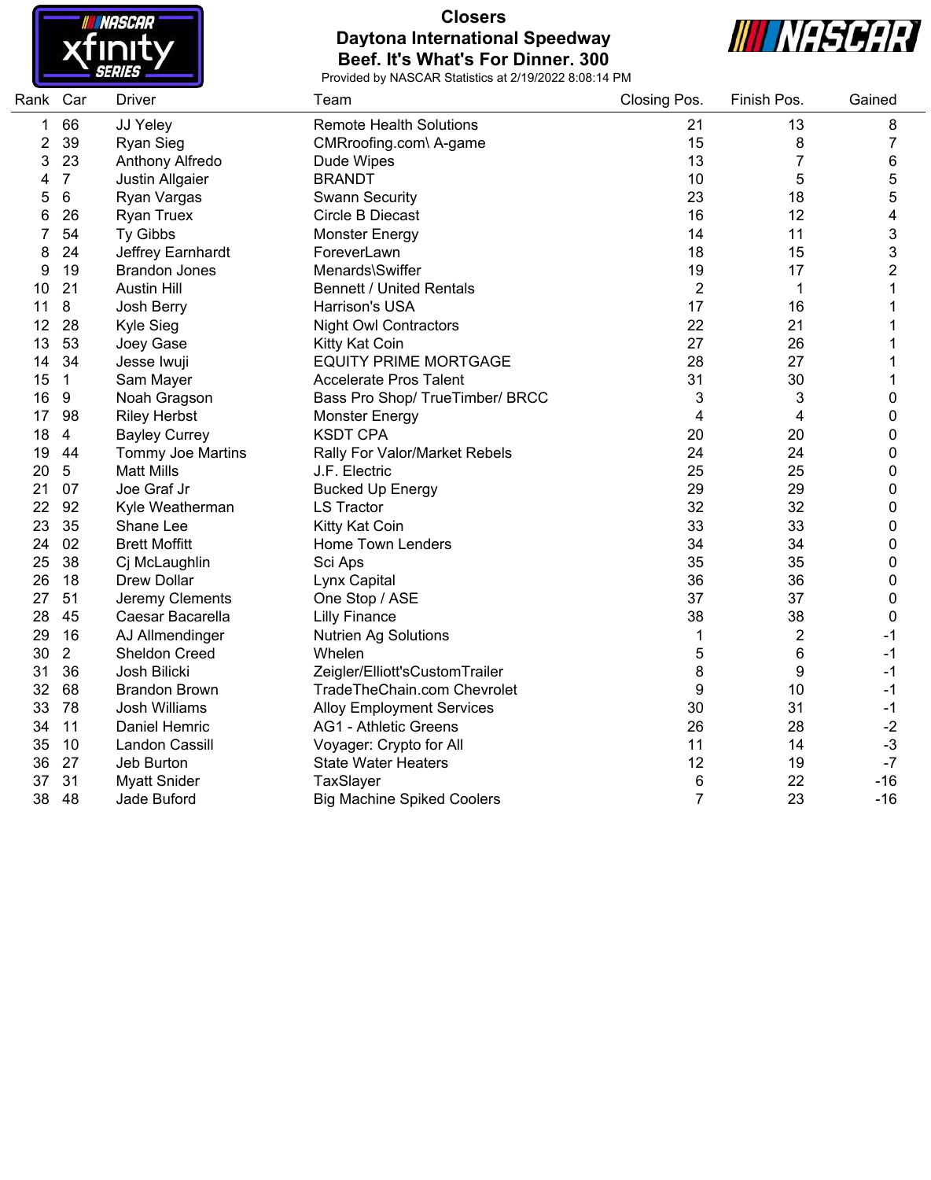# Closers

## Daytona International Speedway

## Beef. It's What's For Dinner. 300

Provided by NASCAR Statistics at 2/19/2022 8:08:14 PM

| Rank | Car | Driver | Team | Closing Pos. | Finish Pos. | Gained |
|---|---|---|---|---|---|---|
| 1 | 66 | JJ Yeley | Remote Health Solutions | 21 | 13 | 8 |
| 2 | 39 | Ryan Sieg | CMRroofing.com\ A-game | 15 | 8 | 7 |
| 3 | 23 | Anthony Alfredo | Dude Wipes | 13 | 7 | 6 |
| 4 | 7 | Justin Allgaier | BRANDT | 10 | 5 | 5 |
| 5 | 6 | Ryan Vargas | Swann Security | 23 | 18 | 5 |
| 6 | 26 | Ryan Truex | Circle B Diecast | 16 | 12 | 4 |
| 7 | 54 | Ty Gibbs | Monster Energy | 14 | 11 | 3 |
| 8 | 24 | Jeffrey Earnhardt | ForeverLawn | 18 | 15 | 3 |
| 9 | 19 | Brandon Jones | Menards\Swiffer | 19 | 17 | 2 |
| 10 | 21 | Austin Hill | Bennett / United Rentals | 2 | 1 | 1 |
| 11 | 8 | Josh Berry | Harrison's USA | 17 | 16 | 1 |
| 12 | 28 | Kyle Sieg | Night Owl Contractors | 22 | 21 | 1 |
| 13 | 53 | Joey Gase | Kitty Kat Coin | 27 | 26 | 1 |
| 14 | 34 | Jesse Iwuji | EQUITY PRIME MORTGAGE | 28 | 27 | 1 |
| 15 | 1 | Sam Mayer | Accelerate Pros Talent | 31 | 30 | 1 |
| 16 | 9 | Noah Gragson | Bass Pro Shop/ TrueTimber/ BRCC | 3 | 3 | 0 |
| 17 | 98 | Riley Herbst | Monster Energy | 4 | 4 | 0 |
| 18 | 4 | Bayley Currey | KSDT CPA | 20 | 20 | 0 |
| 19 | 44 | Tommy Joe Martins | Rally For Valor/Market Rebels | 24 | 24 | 0 |
| 20 | 5 | Matt Mills | J.F. Electric | 25 | 25 | 0 |
| 21 | 07 | Joe Graf Jr | Bucked Up Energy | 29 | 29 | 0 |
| 22 | 92 | Kyle Weatherman | LS Tractor | 32 | 32 | 0 |
| 23 | 35 | Shane Lee | Kitty Kat Coin | 33 | 33 | 0 |
| 24 | 02 | Brett Moffitt | Home Town Lenders | 34 | 34 | 0 |
| 25 | 38 | Cj McLaughlin | Sci Aps | 35 | 35 | 0 |
| 26 | 18 | Drew Dollar | Lynx Capital | 36 | 36 | 0 |
| 27 | 51 | Jeremy Clements | One Stop / ASE | 37 | 37 | 0 |
| 28 | 45 | Caesar Bacarella | Lilly Finance | 38 | 38 | 0 |
| 29 | 16 | AJ Allmendinger | Nutrien Ag Solutions | 1 | 2 | -1 |
| 30 | 2 | Sheldon Creed | Whelen | 5 | 6 | -1 |
| 31 | 36 | Josh Bilicki | Zeigler/Elliott'sCustomTrailer | 8 | 9 | -1 |
| 32 | 68 | Brandon Brown | TradeTheChain.com Chevrolet | 9 | 10 | -1 |
| 33 | 78 | Josh Williams | Alloy Employment Services | 30 | 31 | -1 |
| 34 | 11 | Daniel Hemric | AG1 - Athletic Greens | 26 | 28 | -2 |
| 35 | 10 | Landon Cassill | Voyager: Crypto for All | 11 | 14 | -3 |
| 36 | 27 | Jeb Burton | State Water Heaters | 12 | 19 | -7 |
| 37 | 31 | Myatt Snider | TaxSlayer | 6 | 22 | -16 |
| 38 | 48 | Jade Buford | Big Machine Spiked Coolers | 7 | 23 | -16 |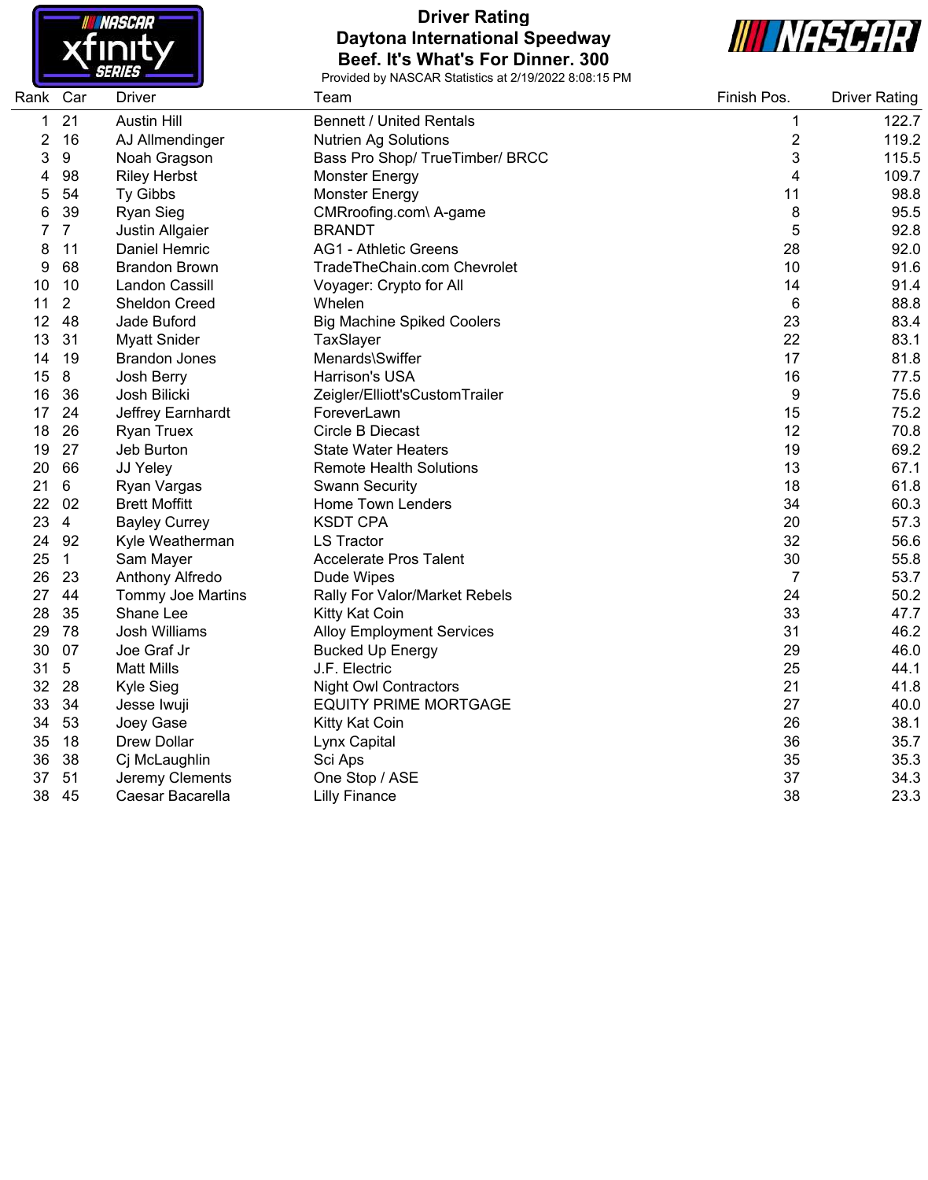# Driver Rating

## Daytona International Speedway

## Beef. It's What's For Dinner. 300

Provided by NASCAR Statistics at 2/19/2022 8:08:15 PM

| Rank | Car | Driver | Team | Finish Pos. | Driver Rating |
|---|---|---|---|---|---|
| 1 | 21 | Austin Hill | Bennett / United Rentals | 1 | 122.7 |
| 2 | 16 | AJ Allmendinger | Nutrien Ag Solutions | 2 | 119.2 |
| 3 | 9 | Noah Gragson | Bass Pro Shop/ TrueTimber/ BRCC | 3 | 115.5 |
| 4 | 98 | Riley Herbst | Monster Energy | 4 | 109.7 |
| 5 | 54 | Ty Gibbs | Monster Energy | 11 | 98.8 |
| 6 | 39 | Ryan Sieg | CMRroofing.com\ A-game | 8 | 95.5 |
| 7 | 7 | Justin Allgaier | BRANDT | 5 | 92.8 |
| 8 | 11 | Daniel Hemric | AG1 - Athletic Greens | 28 | 92.0 |
| 9 | 68 | Brandon Brown | TradeTheChain.com Chevrolet | 10 | 91.6 |
| 10 | 10 | Landon Cassill | Voyager: Crypto for All | 14 | 91.4 |
| 11 | 2 | Sheldon Creed | Whelen | 6 | 88.8 |
| 12 | 48 | Jade Buford | Big Machine Spiked Coolers | 23 | 83.4 |
| 13 | 31 | Myatt Snider | TaxSlayer | 22 | 83.1 |
| 14 | 19 | Brandon Jones | Menards\Swiffer | 17 | 81.8 |
| 15 | 8 | Josh Berry | Harrison's USA | 16 | 77.5 |
| 16 | 36 | Josh Bilicki | Zeigler/Elliott'sCustomTrailer | 9 | 75.6 |
| 17 | 24 | Jeffrey Earnhardt | ForeverLawn | 15 | 75.2 |
| 18 | 26 | Ryan Truex | Circle B Diecast | 12 | 70.8 |
| 19 | 27 | Jeb Burton | State Water Heaters | 19 | 69.2 |
| 20 | 66 | JJ Yeley | Remote Health Solutions | 13 | 67.1 |
| 21 | 6 | Ryan Vargas | Swann Security | 18 | 61.8 |
| 22 | 02 | Brett Moffitt | Home Town Lenders | 34 | 60.3 |
| 23 | 4 | Bayley Currey | KSDT CPA | 20 | 57.3 |
| 24 | 92 | Kyle Weatherman | LS Tractor | 32 | 56.6 |
| 25 | 1 | Sam Mayer | Accelerate Pros Talent | 30 | 55.8 |
| 26 | 23 | Anthony Alfredo | Dude Wipes | 7 | 53.7 |
| 27 | 44 | Tommy Joe Martins | Rally For Valor/Market Rebels | 24 | 50.2 |
| 28 | 35 | Shane Lee | Kitty Kat Coin | 33 | 47.7 |
| 29 | 78 | Josh Williams | Alloy Employment Services | 31 | 46.2 |
| 30 | 07 | Joe Graf Jr | Bucked Up Energy | 29 | 46.0 |
| 31 | 5 | Matt Mills | J.F. Electric | 25 | 44.1 |
| 32 | 28 | Kyle Sieg | Night Owl Contractors | 21 | 41.8 |
| 33 | 34 | Jesse Iwuji | EQUITY PRIME MORTGAGE | 27 | 40.0 |
| 34 | 53 | Joey Gase | Kitty Kat Coin | 26 | 38.1 |
| 35 | 18 | Drew Dollar | Lynx Capital | 36 | 35.7 |
| 36 | 38 | Cj McLaughlin | Sci Aps | 35 | 35.3 |
| 37 | 51 | Jeremy Clements | One Stop / ASE | 37 | 34.3 |
| 38 | 45 | Caesar Bacarella | Lilly Finance | 38 | 23.3 |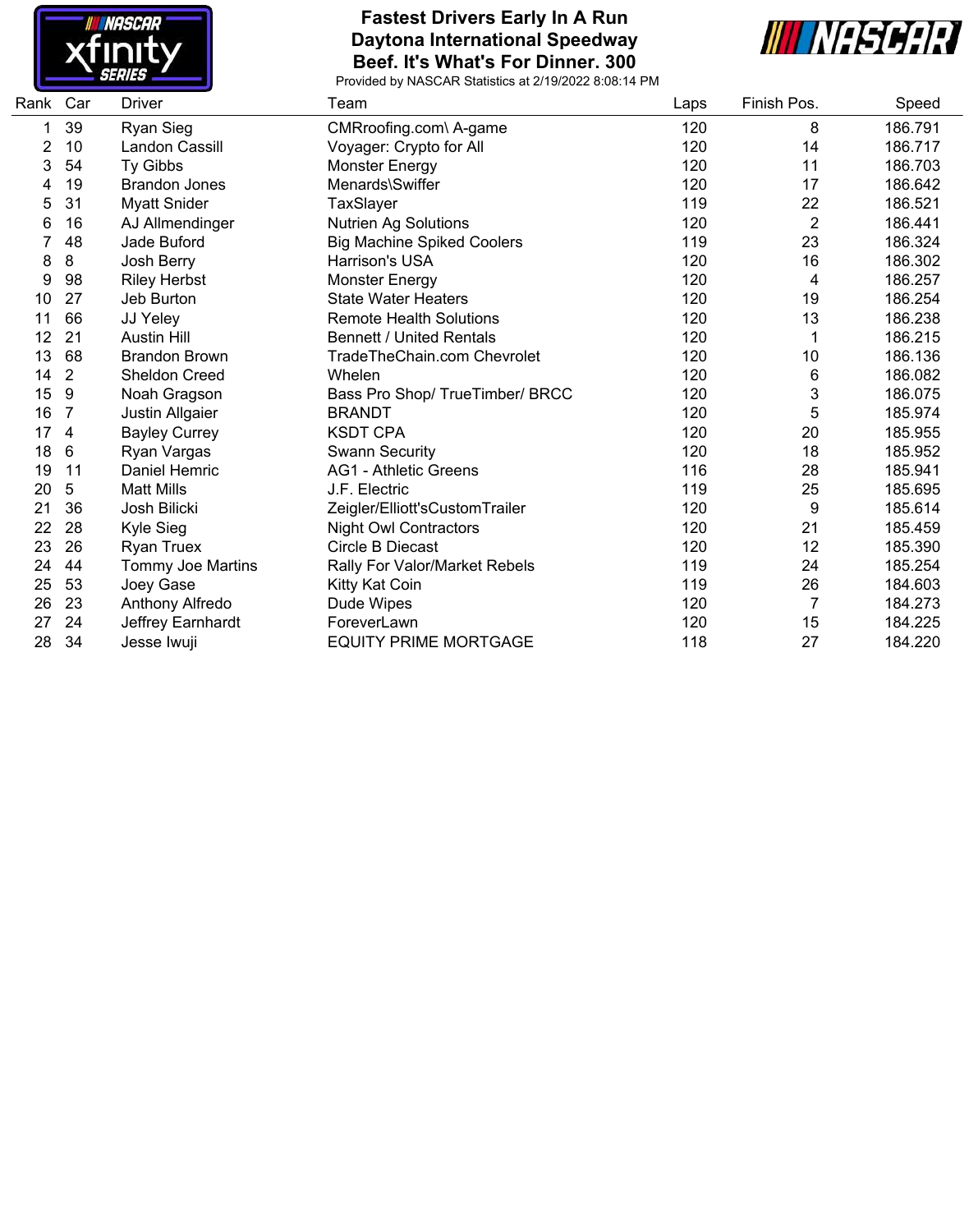# Fastest Drivers Early In A Run
## Daytona International Speedway
## Beef. It's What's For Dinner. 300

Provided by NASCAR Statistics at 2/19/2022 8:08:14 PM

| Rank | Car | Driver | Team | Laps | Finish Pos. | Speed |
|---|---|---|---|---|---|---|
| 1 | 39 | Ryan Sieg | CMRroofing.com\ A-game | 120 | 8 | 186.791 |
| 2 | 10 | Landon Cassill | Voyager: Crypto for All | 120 | 14 | 186.717 |
| 3 | 54 | Ty Gibbs | Monster Energy | 120 | 11 | 186.703 |
| 4 | 19 | Brandon Jones | Menards\Swiffer | 120 | 17 | 186.642 |
| 5 | 31 | Myatt Snider | TaxSlayer | 119 | 22 | 186.521 |
| 6 | 16 | AJ Allmendinger | Nutrien Ag Solutions | 120 | 2 | 186.441 |
| 7 | 48 | Jade Buford | Big Machine Spiked Coolers | 119 | 23 | 186.324 |
| 8 | 8 | Josh Berry | Harrison's USA | 120 | 16 | 186.302 |
| 9 | 98 | Riley Herbst | Monster Energy | 120 | 4 | 186.257 |
| 10 | 27 | Jeb Burton | State Water Heaters | 120 | 19 | 186.254 |
| 11 | 66 | JJ Yeley | Remote Health Solutions | 120 | 13 | 186.238 |
| 12 | 21 | Austin Hill | Bennett / United Rentals | 120 | 1 | 186.215 |
| 13 | 68 | Brandon Brown | TradeTheChain.com Chevrolet | 120 | 10 | 186.136 |
| 14 | 2 | Sheldon Creed | Whelen | 120 | 6 | 186.082 |
| 15 | 9 | Noah Gragson | Bass Pro Shop/ TrueTimber/ BRCC | 120 | 3 | 186.075 |
| 16 | 7 | Justin Allgaier | BRANDT | 120 | 5 | 185.974 |
| 17 | 4 | Bayley Currey | KSDT CPA | 120 | 20 | 185.955 |
| 18 | 6 | Ryan Vargas | Swann Security | 120 | 18 | 185.952 |
| 19 | 11 | Daniel Hemric | AG1 - Athletic Greens | 116 | 28 | 185.941 |
| 20 | 5 | Matt Mills | J.F. Electric | 119 | 25 | 185.695 |
| 21 | 36 | Josh Bilicki | Zeigler/Elliott'sCustomTrailer | 120 | 9 | 185.614 |
| 22 | 28 | Kyle Sieg | Night Owl Contractors | 120 | 21 | 185.459 |
| 23 | 26 | Ryan Truex | Circle B Diecast | 120 | 12 | 185.390 |
| 24 | 44 | Tommy Joe Martins | Rally For Valor/Market Rebels | 119 | 24 | 185.254 |
| 25 | 53 | Joey Gase | Kitty Kat Coin | 119 | 26 | 184.603 |
| 26 | 23 | Anthony Alfredo | Dude Wipes | 120 | 7 | 184.273 |
| 27 | 24 | Jeffrey Earnhardt | ForeverLawn | 120 | 15 | 184.225 |
| 28 | 34 | Jesse Iwuji | EQUITY PRIME MORTGAGE | 118 | 27 | 184.220 |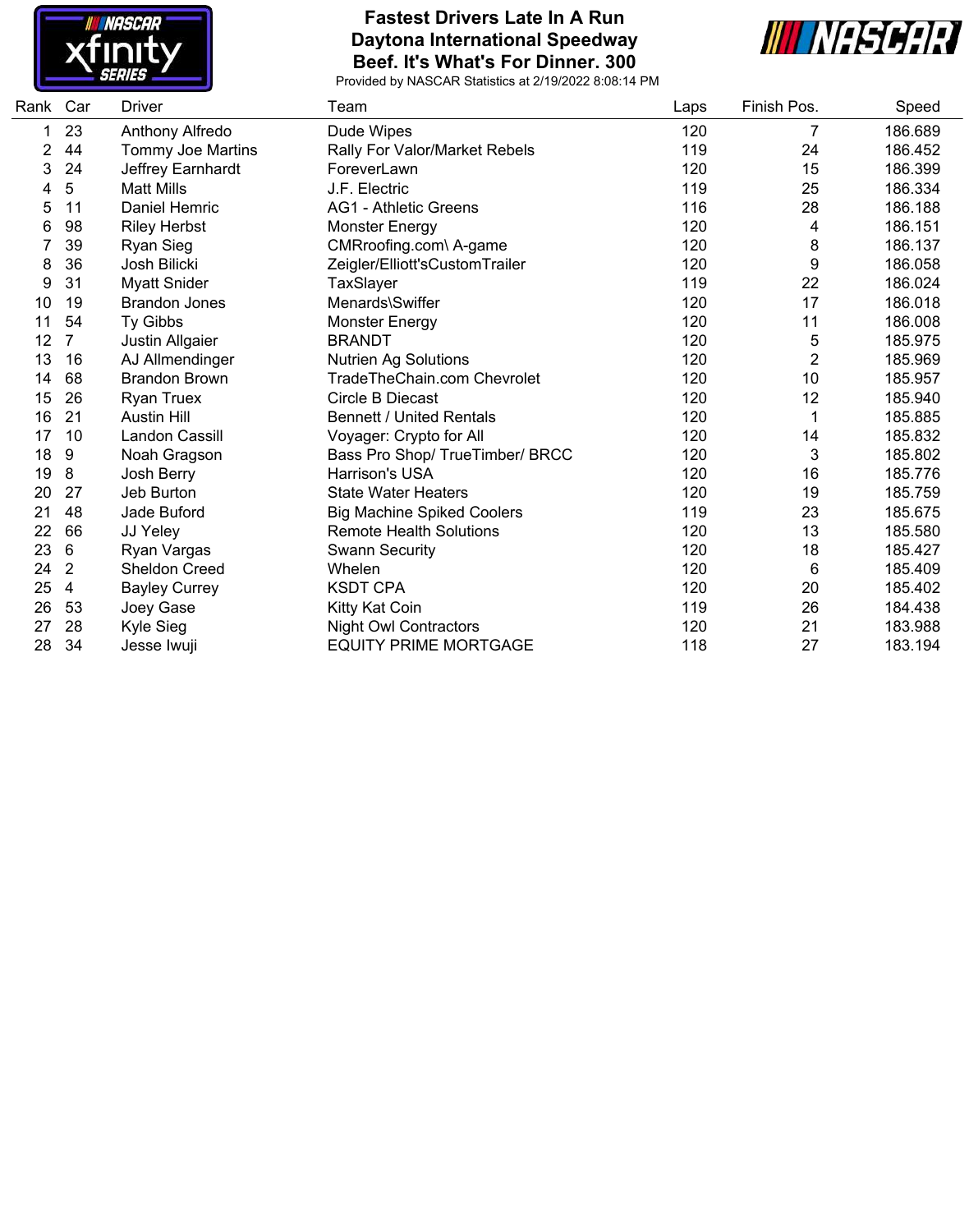# Fastest Drivers Late In A Run
## Daytona International Speedway
## Beef. It's What's For Dinner. 300

Provided by NASCAR Statistics at 2/19/2022 8:08:14 PM

| Rank | Car | Driver | Team | Laps | Finish Pos. | Speed |
|---|---|---|---|---|---|---|
| 1 | 23 | Anthony Alfredo | Dude Wipes | 120 | 7 | 186.689 |
| 2 | 44 | Tommy Joe Martins | Rally For Valor/Market Rebels | 119 | 24 | 186.452 |
| 3 | 24 | Jeffrey Earnhardt | ForeverLawn | 120 | 15 | 186.399 |
| 4 | 5 | Matt Mills | J.F. Electric | 119 | 25 | 186.334 |
| 5 | 11 | Daniel Hemric | AG1 - Athletic Greens | 116 | 28 | 186.188 |
| 6 | 98 | Riley Herbst | Monster Energy | 120 | 4 | 186.151 |
| 7 | 39 | Ryan Sieg | CMRroofing.com\ A-game | 120 | 8 | 186.137 |
| 8 | 36 | Josh Bilicki | Zeigler/Elliott'sCustomTrailer | 120 | 9 | 186.058 |
| 9 | 31 | Myatt Snider | TaxSlayer | 119 | 22 | 186.024 |
| 10 | 19 | Brandon Jones | Menards\Swiffer | 120 | 17 | 186.018 |
| 11 | 54 | Ty Gibbs | Monster Energy | 120 | 11 | 186.008 |
| 12 | 7 | Justin Allgaier | BRANDT | 120 | 5 | 185.975 |
| 13 | 16 | AJ Allmendinger | Nutrien Ag Solutions | 120 | 2 | 185.969 |
| 14 | 68 | Brandon Brown | TradeTheChain.com Chevrolet | 120 | 10 | 185.957 |
| 15 | 26 | Ryan Truex | Circle B Diecast | 120 | 12 | 185.940 |
| 16 | 21 | Austin Hill | Bennett / United Rentals | 120 | 1 | 185.885 |
| 17 | 10 | Landon Cassill | Voyager: Crypto for All | 120 | 14 | 185.832 |
| 18 | 9 | Noah Gragson | Bass Pro Shop/ TrueTimber/ BRCC | 120 | 3 | 185.802 |
| 19 | 8 | Josh Berry | Harrison's USA | 120 | 16 | 185.776 |
| 20 | 27 | Jeb Burton | State Water Heaters | 120 | 19 | 185.759 |
| 21 | 48 | Jade Buford | Big Machine Spiked Coolers | 119 | 23 | 185.675 |
| 22 | 66 | JJ Yeley | Remote Health Solutions | 120 | 13 | 185.580 |
| 23 | 6 | Ryan Vargas | Swann Security | 120 | 18 | 185.427 |
| 24 | 2 | Sheldon Creed | Whelen | 120 | 6 | 185.409 |
| 25 | 4 | Bayley Currey | KSDT CPA | 120 | 20 | 185.402 |
| 26 | 53 | Joey Gase | Kitty Kat Coin | 119 | 26 | 184.438 |
| 27 | 28 | Kyle Sieg | Night Owl Contractors | 120 | 21 | 183.988 |
| 28 | 34 | Jesse Iwuji | EQUITY PRIME MORTGAGE | 118 | 27 | 183.194 |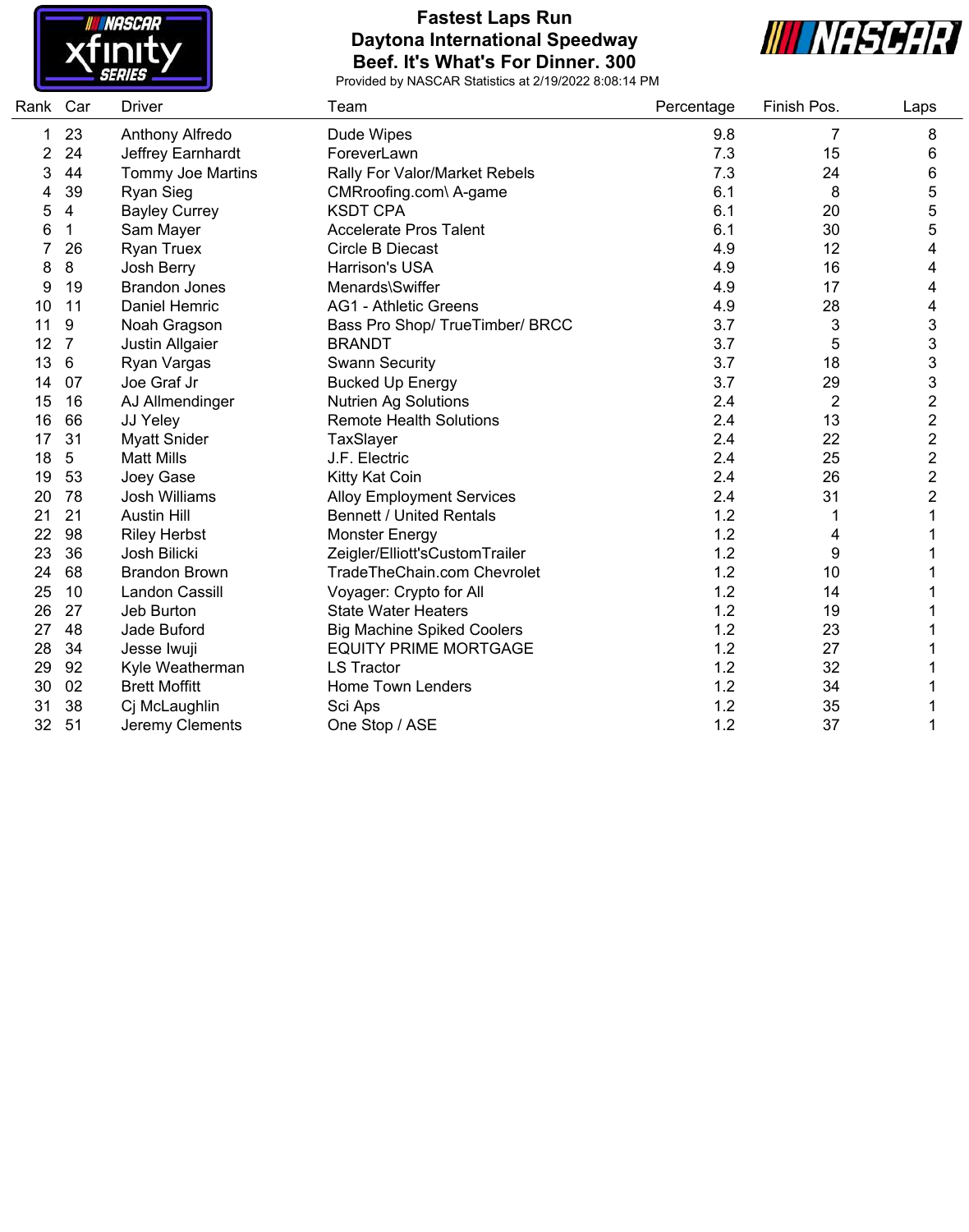# Fastest Laps Run
## Daytona International Speedway
## Beef. It's What's For Dinner. 300

Provided by NASCAR Statistics at 2/19/2022 8:08:14 PM

| Rank | Car | Driver | Team | Percentage | Finish Pos. | Laps |
|---|---|---|---|---|---|---|
| 1 | 23 | Anthony Alfredo | Dude Wipes | 9.8 | 7 | 8 |
| 2 | 24 | Jeffrey Earnhardt | ForeverLawn | 7.3 | 15 | 6 |
| 3 | 44 | Tommy Joe Martins | Rally For Valor/Market Rebels | 7.3 | 24 | 6 |
| 4 | 39 | Ryan Sieg | CMRroofing.com\ A-game | 6.1 | 8 | 5 |
| 5 | 4 | Bayley Currey | KSDT CPA | 6.1 | 20 | 5 |
| 6 | 1 | Sam Mayer | Accelerate Pros Talent | 6.1 | 30 | 5 |
| 7 | 26 | Ryan Truex | Circle B Diecast | 4.9 | 12 | 4 |
| 8 | 8 | Josh Berry | Harrison's USA | 4.9 | 16 | 4 |
| 9 | 19 | Brandon Jones | Menards\Swiffer | 4.9 | 17 | 4 |
| 10 | 11 | Daniel Hemric | AG1 - Athletic Greens | 4.9 | 28 | 4 |
| 11 | 9 | Noah Gragson | Bass Pro Shop/ TrueTimber/ BRCC | 3.7 | 3 | 3 |
| 12 | 7 | Justin Allgaier | BRANDT | 3.7 | 5 | 3 |
| 13 | 6 | Ryan Vargas | Swann Security | 3.7 | 18 | 3 |
| 14 | 07 | Joe Graf Jr | Bucked Up Energy | 3.7 | 29 | 3 |
| 15 | 16 | AJ Allmendinger | Nutrien Ag Solutions | 2.4 | 2 | 2 |
| 16 | 66 | JJ Yeley | Remote Health Solutions | 2.4 | 13 | 2 |
| 17 | 31 | Myatt Snider | TaxSlayer | 2.4 | 22 | 2 |
| 18 | 5 | Matt Mills | J.F. Electric | 2.4 | 25 | 2 |
| 19 | 53 | Joey Gase | Kitty Kat Coin | 2.4 | 26 | 2 |
| 20 | 78 | Josh Williams | Alloy Employment Services | 2.4 | 31 | 2 |
| 21 | 21 | Austin Hill | Bennett / United Rentals | 1.2 | 1 | 1 |
| 22 | 98 | Riley Herbst | Monster Energy | 1.2 | 4 | 1 |
| 23 | 36 | Josh Bilicki | Zeigler/Elliott'sCustomTrailer | 1.2 | 9 | 1 |
| 24 | 68 | Brandon Brown | TradeTheChain.com Chevrolet | 1.2 | 10 | 1 |
| 25 | 10 | Landon Cassill | Voyager: Crypto for All | 1.2 | 14 | 1 |
| 26 | 27 | Jeb Burton | State Water Heaters | 1.2 | 19 | 1 |
| 27 | 48 | Jade Buford | Big Machine Spiked Coolers | 1.2 | 23 | 1 |
| 28 | 34 | Jesse Iwuji | EQUITY PRIME MORTGAGE | 1.2 | 27 | 1 |
| 29 | 92 | Kyle Weatherman | LS Tractor | 1.2 | 32 | 1 |
| 30 | 02 | Brett Moffitt | Home Town Lenders | 1.2 | 34 | 1 |
| 31 | 38 | Cj McLaughlin | Sci Aps | 1.2 | 35 | 1 |
| 32 | 51 | Jeremy Clements | One Stop / ASE | 1.2 | 37 | 1 |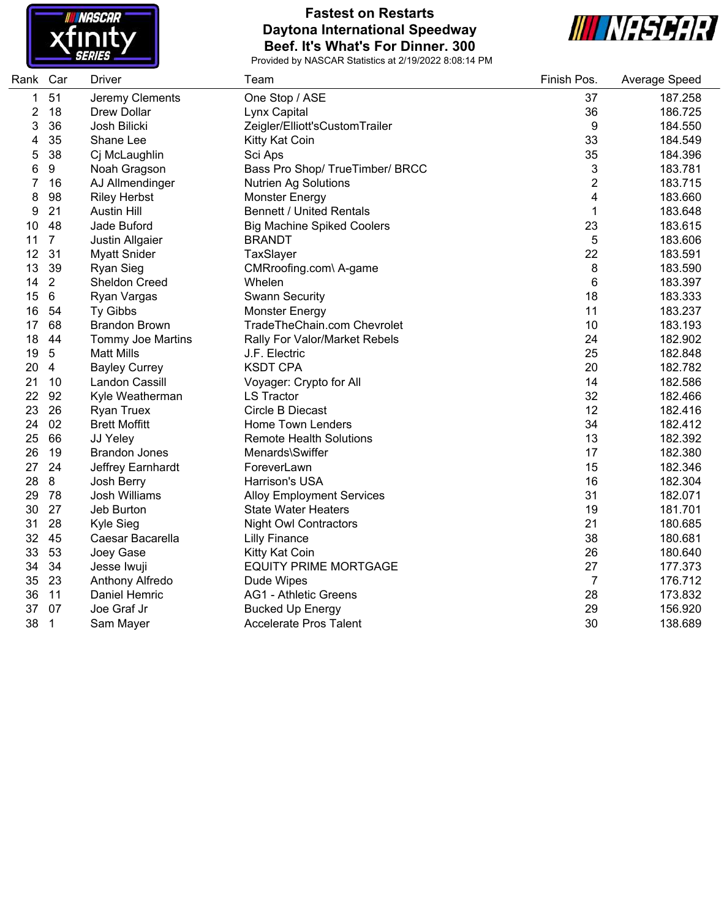# Fastest on Restarts
## Daytona International Speedway
## Beef. It's What's For Dinner. 300

Provided by NASCAR Statistics at 2/19/2022 8:08:14 PM

| Rank | Car | Driver | Team | Finish Pos. | Average Speed |
|---|---|---|---|---|---|
| 1 | 51 | Jeremy Clements | One Stop / ASE | 37 | 187.258 |
| 2 | 18 | Drew Dollar | Lynx Capital | 36 | 186.725 |
| 3 | 36 | Josh Bilicki | Zeigler/Elliott'sCustomTrailer | 9 | 184.550 |
| 4 | 35 | Shane Lee | Kitty Kat Coin | 33 | 184.549 |
| 5 | 38 | Cj McLaughlin | Sci Aps | 35 | 184.396 |
| 6 | 9 | Noah Gragson | Bass Pro Shop/ TrueTimber/ BRCC | 3 | 183.781 |
| 7 | 16 | AJ Allmendinger | Nutrien Ag Solutions | 2 | 183.715 |
| 8 | 98 | Riley Herbst | Monster Energy | 4 | 183.660 |
| 9 | 21 | Austin Hill | Bennett / United Rentals | 1 | 183.648 |
| 10 | 48 | Jade Buford | Big Machine Spiked Coolers | 23 | 183.615 |
| 11 | 7 | Justin Allgaier | BRANDT | 5 | 183.606 |
| 12 | 31 | Myatt Snider | TaxSlayer | 22 | 183.591 |
| 13 | 39 | Ryan Sieg | CMRroofing.com\ A-game | 8 | 183.590 |
| 14 | 2 | Sheldon Creed | Whelen | 6 | 183.397 |
| 15 | 6 | Ryan Vargas | Swann Security | 18 | 183.333 |
| 16 | 54 | Ty Gibbs | Monster Energy | 11 | 183.237 |
| 17 | 68 | Brandon Brown | TradeTheChain.com Chevrolet | 10 | 183.193 |
| 18 | 44 | Tommy Joe Martins | Rally For Valor/Market Rebels | 24 | 182.902 |
| 19 | 5 | Matt Mills | J.F. Electric | 25 | 182.848 |
| 20 | 4 | Bayley Currey | KSDT CPA | 20 | 182.782 |
| 21 | 10 | Landon Cassill | Voyager: Crypto for All | 14 | 182.586 |
| 22 | 92 | Kyle Weatherman | LS Tractor | 32 | 182.466 |
| 23 | 26 | Ryan Truex | Circle B Diecast | 12 | 182.416 |
| 24 | 02 | Brett Moffitt | Home Town Lenders | 34 | 182.412 |
| 25 | 66 | JJ Yeley | Remote Health Solutions | 13 | 182.392 |
| 26 | 19 | Brandon Jones | Menards\Swiffer | 17 | 182.380 |
| 27 | 24 | Jeffrey Earnhardt | ForeverLawn | 15 | 182.346 |
| 28 | 8 | Josh Berry | Harrison's USA | 16 | 182.304 |
| 29 | 78 | Josh Williams | Alloy Employment Services | 31 | 182.071 |
| 30 | 27 | Jeb Burton | State Water Heaters | 19 | 181.701 |
| 31 | 28 | Kyle Sieg | Night Owl Contractors | 21 | 180.685 |
| 32 | 45 | Caesar Bacarella | Lilly Finance | 38 | 180.681 |
| 33 | 53 | Joey Gase | Kitty Kat Coin | 26 | 180.640 |
| 34 | 34 | Jesse Iwuji | EQUITY PRIME MORTGAGE | 27 | 177.373 |
| 35 | 23 | Anthony Alfredo | Dude Wipes | 7 | 176.712 |
| 36 | 11 | Daniel Hemric | AG1 - Athletic Greens | 28 | 173.832 |
| 37 | 07 | Joe Graf Jr | Bucked Up Energy | 29 | 156.920 |
| 38 | 1 | Sam Mayer | Accelerate Pros Talent | 30 | 138.689 |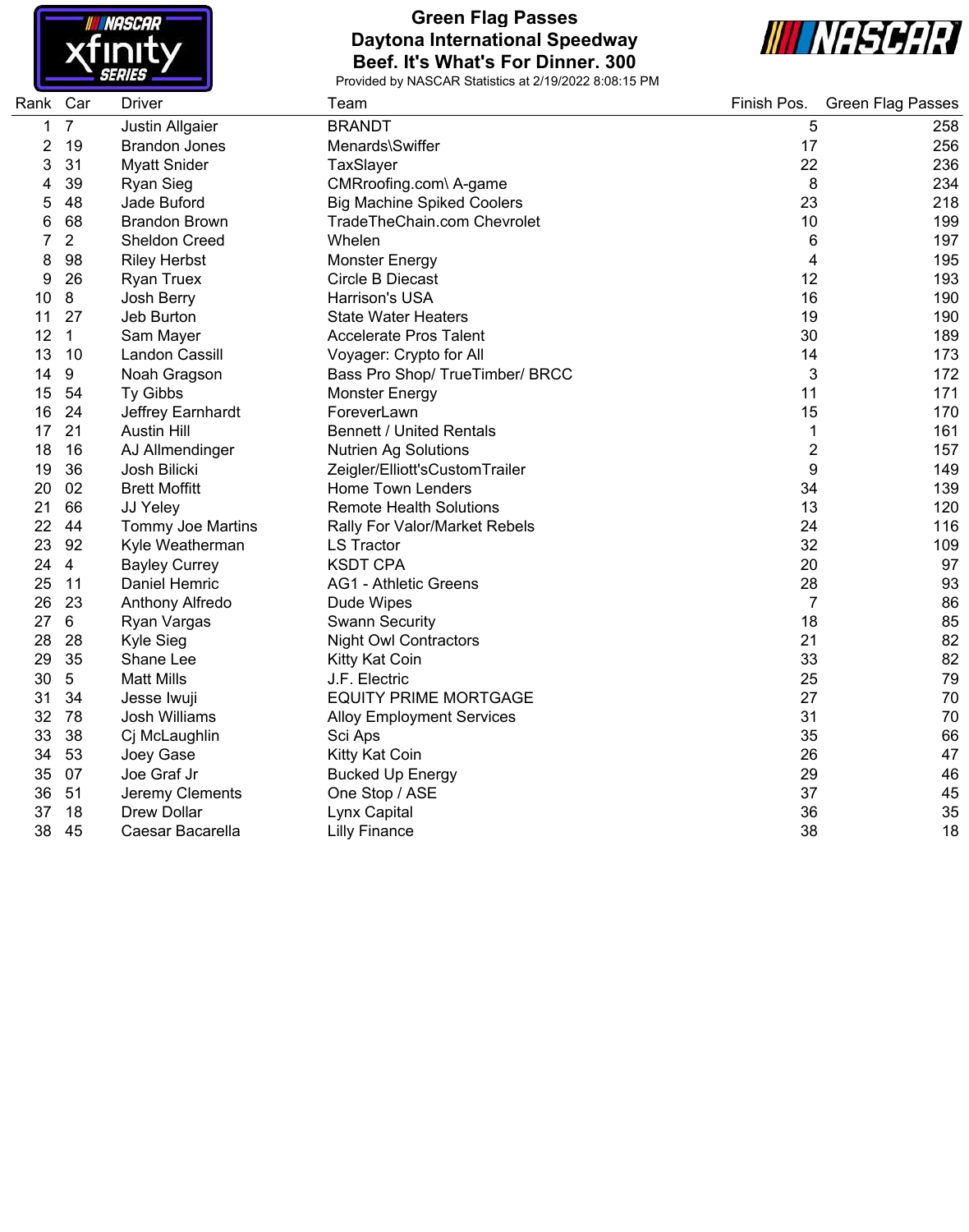# Green Flag Passes

## Daytona International Speedway

## Beef. It's What's For Dinner. 300

Provided by NASCAR Statistics at 2/19/2022 8:08:15 PM

| Rank | Car | Driver | Team | Finish Pos. | Green Flag Passes |
|---|---|---|---|---|---|
| 1 | 7 | Justin Allgaier | BRANDT | 5 | 258 |
| 2 | 19 | Brandon Jones | Menards\Swiffer | 17 | 256 |
| 3 | 31 | Myatt Snider | TaxSlayer | 22 | 236 |
| 4 | 39 | Ryan Sieg | CMRroofing.com\ A-game | 8 | 234 |
| 5 | 48 | Jade Buford | Big Machine Spiked Coolers | 23 | 218 |
| 6 | 68 | Brandon Brown | TradeTheChain.com Chevrolet | 10 | 199 |
| 7 | 2 | Sheldon Creed | Whelen | 6 | 197 |
| 8 | 98 | Riley Herbst | Monster Energy | 4 | 195 |
| 9 | 26 | Ryan Truex | Circle B Diecast | 12 | 193 |
| 10 | 8 | Josh Berry | Harrison's USA | 16 | 190 |
| 11 | 27 | Jeb Burton | State Water Heaters | 19 | 190 |
| 12 | 1 | Sam Mayer | Accelerate Pros Talent | 30 | 189 |
| 13 | 10 | Landon Cassill | Voyager: Crypto for All | 14 | 173 |
| 14 | 9 | Noah Gragson | Bass Pro Shop/ TrueTimber/ BRCC | 3 | 172 |
| 15 | 54 | Ty Gibbs | Monster Energy | 11 | 171 |
| 16 | 24 | Jeffrey Earnhardt | ForeverLawn | 15 | 170 |
| 17 | 21 | Austin Hill | Bennett / United Rentals | 1 | 161 |
| 18 | 16 | AJ Allmendinger | Nutrien Ag Solutions | 2 | 157 |
| 19 | 36 | Josh Bilicki | Zeigler/Elliott'sCustomTrailer | 9 | 149 |
| 20 | 02 | Brett Moffitt | Home Town Lenders | 34 | 139 |
| 21 | 66 | JJ Yeley | Remote Health Solutions | 13 | 120 |
| 22 | 44 | Tommy Joe Martins | Rally For Valor/Market Rebels | 24 | 116 |
| 23 | 92 | Kyle Weatherman | LS Tractor | 32 | 109 |
| 24 | 4 | Bayley Currey | KSDT CPA | 20 | 97 |
| 25 | 11 | Daniel Hemric | AG1 - Athletic Greens | 28 | 93 |
| 26 | 23 | Anthony Alfredo | Dude Wipes | 7 | 86 |
| 27 | 6 | Ryan Vargas | Swann Security | 18 | 85 |
| 28 | 28 | Kyle Sieg | Night Owl Contractors | 21 | 82 |
| 29 | 35 | Shane Lee | Kitty Kat Coin | 33 | 82 |
| 30 | 5 | Matt Mills | J.F. Electric | 25 | 79 |
| 31 | 34 | Jesse Iwuji | EQUITY PRIME MORTGAGE | 27 | 70 |
| 32 | 78 | Josh Williams | Alloy Employment Services | 31 | 70 |
| 33 | 38 | Cj McLaughlin | Sci Aps | 35 | 66 |
| 34 | 53 | Joey Gase | Kitty Kat Coin | 26 | 47 |
| 35 | 07 | Joe Graf Jr | Bucked Up Energy | 29 | 46 |
| 36 | 51 | Jeremy Clements | One Stop / ASE | 37 | 45 |
| 37 | 18 | Drew Dollar | Lynx Capital | 36 | 35 |
| 38 | 45 | Caesar Bacarella | Lilly Finance | 38 | 18 |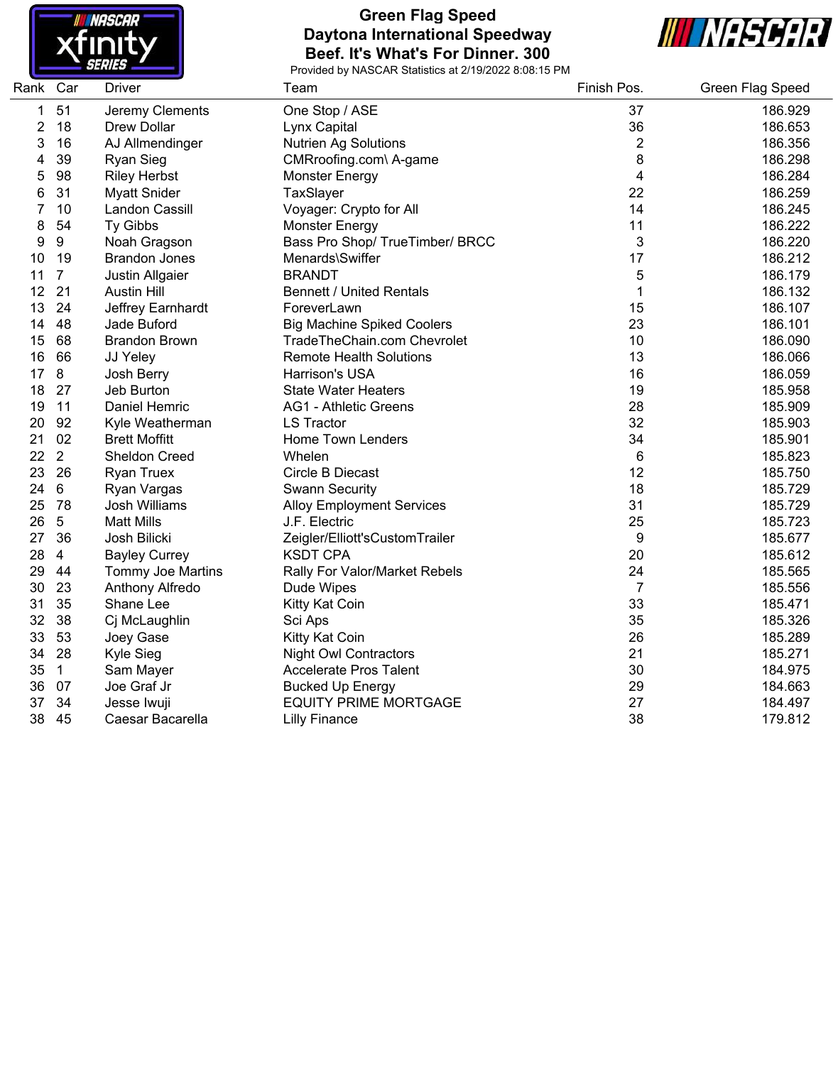# Green Flag Speed
## Daytona International Speedway
## Beef. It's What's For Dinner. 300

Provided by NASCAR Statistics at 2/19/2022 8:08:15 PM

| Rank | Car | Driver | Team | Finish Pos. | Green Flag Speed |
|---|---|---|---|---|---|
| 1 | 51 | Jeremy Clements | One Stop / ASE | 37 | 186.929 |
| 2 | 18 | Drew Dollar | Lynx Capital | 36 | 186.653 |
| 3 | 16 | AJ Allmendinger | Nutrien Ag Solutions | 2 | 186.356 |
| 4 | 39 | Ryan Sieg | CMRroofing.com\ A-game | 8 | 186.298 |
| 5 | 98 | Riley Herbst | Monster Energy | 4 | 186.284 |
| 6 | 31 | Myatt Snider | TaxSlayer | 22 | 186.259 |
| 7 | 10 | Landon Cassill | Voyager: Crypto for All | 14 | 186.245 |
| 8 | 54 | Ty Gibbs | Monster Energy | 11 | 186.222 |
| 9 | 9 | Noah Gragson | Bass Pro Shop/ TrueTimber/ BRCC | 3 | 186.220 |
| 10 | 19 | Brandon Jones | Menards\Swiffer | 17 | 186.212 |
| 11 | 7 | Justin Allgaier | BRANDT | 5 | 186.179 |
| 12 | 21 | Austin Hill | Bennett / United Rentals | 1 | 186.132 |
| 13 | 24 | Jeffrey Earnhardt | ForeverLawn | 15 | 186.107 |
| 14 | 48 | Jade Buford | Big Machine Spiked Coolers | 23 | 186.101 |
| 15 | 68 | Brandon Brown | TradeTheChain.com Chevrolet | 10 | 186.090 |
| 16 | 66 | JJ Yeley | Remote Health Solutions | 13 | 186.066 |
| 17 | 8 | Josh Berry | Harrison's USA | 16 | 186.059 |
| 18 | 27 | Jeb Burton | State Water Heaters | 19 | 185.958 |
| 19 | 11 | Daniel Hemric | AG1 - Athletic Greens | 28 | 185.909 |
| 20 | 92 | Kyle Weatherman | LS Tractor | 32 | 185.903 |
| 21 | 02 | Brett Moffitt | Home Town Lenders | 34 | 185.901 |
| 22 | 2 | Sheldon Creed | Whelen | 6 | 185.823 |
| 23 | 26 | Ryan Truex | Circle B Diecast | 12 | 185.750 |
| 24 | 6 | Ryan Vargas | Swann Security | 18 | 185.729 |
| 25 | 78 | Josh Williams | Alloy Employment Services | 31 | 185.729 |
| 26 | 5 | Matt Mills | J.F. Electric | 25 | 185.723 |
| 27 | 36 | Josh Bilicki | Zeigler/Elliott'sCustomTrailer | 9 | 185.677 |
| 28 | 4 | Bayley Currey | KSDT CPA | 20 | 185.612 |
| 29 | 44 | Tommy Joe Martins | Rally For Valor/Market Rebels | 24 | 185.565 |
| 30 | 23 | Anthony Alfredo | Dude Wipes | 7 | 185.556 |
| 31 | 35 | Shane Lee | Kitty Kat Coin | 33 | 185.471 |
| 32 | 38 | Cj McLaughlin | Sci Aps | 35 | 185.326 |
| 33 | 53 | Joey Gase | Kitty Kat Coin | 26 | 185.289 |
| 34 | 28 | Kyle Sieg | Night Owl Contractors | 21 | 185.271 |
| 35 | 1 | Sam Mayer | Accelerate Pros Talent | 30 | 184.975 |
| 36 | 07 | Joe Graf Jr | Bucked Up Energy | 29 | 184.663 |
| 37 | 34 | Jesse Iwuji | EQUITY PRIME MORTGAGE | 27 | 184.497 |
| 38 | 45 | Caesar Bacarella | Lilly Finance | 38 | 179.812 |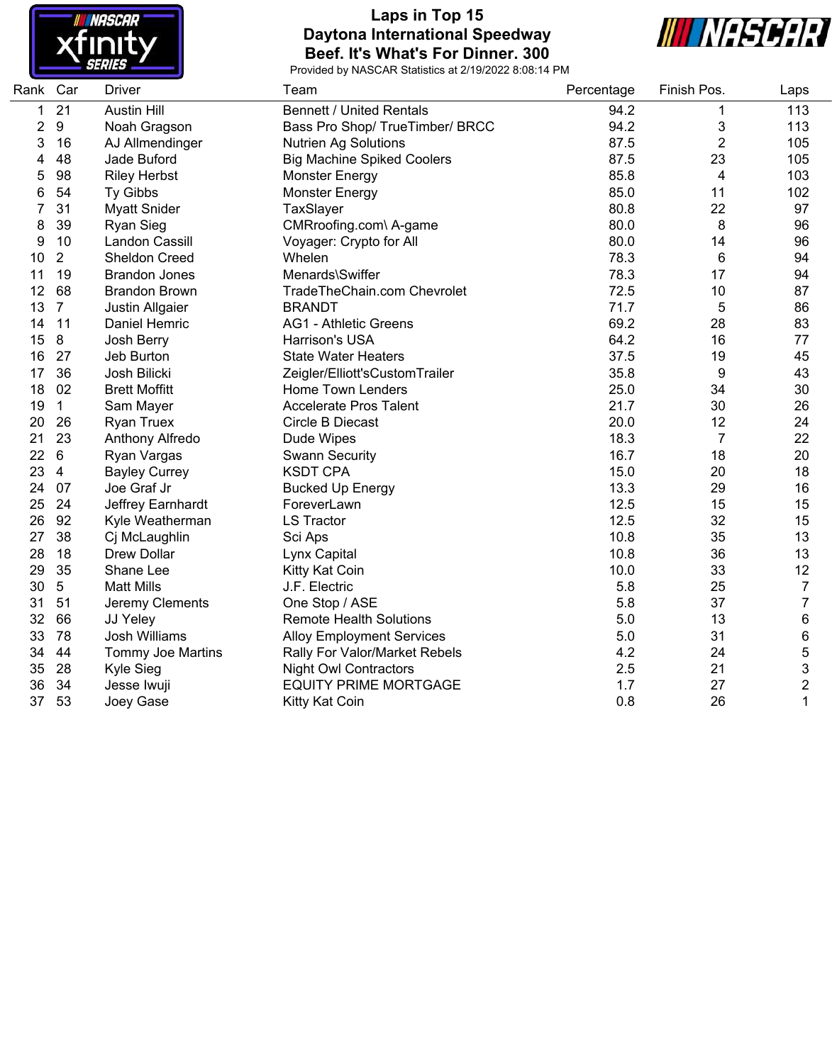# Laps in Top 15
## Daytona International Speedway
## Beef. It's What's For Dinner. 300

Provided by NASCAR Statistics at 2/19/2022 8:08:14 PM

| Rank | Car | Driver | Team | Percentage | Finish Pos. | Laps |
|---|---|---|---|---|---|---|
| 1 | 21 | Austin Hill | Bennett / United Rentals | 94.2 | 1 | 113 |
| 2 | 9 | Noah Gragson | Bass Pro Shop/ TrueTimber/ BRCC | 94.2 | 3 | 113 |
| 3 | 16 | AJ Allmendinger | Nutrien Ag Solutions | 87.5 | 2 | 105 |
| 4 | 48 | Jade Buford | Big Machine Spiked Coolers | 87.5 | 23 | 105 |
| 5 | 98 | Riley Herbst | Monster Energy | 85.8 | 4 | 103 |
| 6 | 54 | Ty Gibbs | Monster Energy | 85.0 | 11 | 102 |
| 7 | 31 | Myatt Snider | TaxSlayer | 80.8 | 22 | 97 |
| 8 | 39 | Ryan Sieg | CMRroofing.com\ A-game | 80.0 | 8 | 96 |
| 9 | 10 | Landon Cassill | Voyager: Crypto for All | 80.0 | 14 | 96 |
| 10 | 2 | Sheldon Creed | Whelen | 78.3 | 6 | 94 |
| 11 | 19 | Brandon Jones | Menards\Swiffer | 78.3 | 17 | 94 |
| 12 | 68 | Brandon Brown | TradeTheChain.com Chevrolet | 72.5 | 10 | 87 |
| 13 | 7 | Justin Allgaier | BRANDT | 71.7 | 5 | 86 |
| 14 | 11 | Daniel Hemric | AG1 - Athletic Greens | 69.2 | 28 | 83 |
| 15 | 8 | Josh Berry | Harrison's USA | 64.2 | 16 | 77 |
| 16 | 27 | Jeb Burton | State Water Heaters | 37.5 | 19 | 45 |
| 17 | 36 | Josh Bilicki | Zeigler/Elliott'sCustomTrailer | 35.8 | 9 | 43 |
| 18 | 02 | Brett Moffitt | Home Town Lenders | 25.0 | 34 | 30 |
| 19 | 1 | Sam Mayer | Accelerate Pros Talent | 21.7 | 30 | 26 |
| 20 | 26 | Ryan Truex | Circle B Diecast | 20.0 | 12 | 24 |
| 21 | 23 | Anthony Alfredo | Dude Wipes | 18.3 | 7 | 22 |
| 22 | 6 | Ryan Vargas | Swann Security | 16.7 | 18 | 20 |
| 23 | 4 | Bayley Currey | KSDT CPA | 15.0 | 20 | 18 |
| 24 | 07 | Joe Graf Jr | Bucked Up Energy | 13.3 | 29 | 16 |
| 25 | 24 | Jeffrey Earnhardt | ForeverLawn | 12.5 | 15 | 15 |
| 26 | 92 | Kyle Weatherman | LS Tractor | 12.5 | 32 | 15 |
| 27 | 38 | Cj McLaughlin | Sci Aps | 10.8 | 35 | 13 |
| 28 | 18 | Drew Dollar | Lynx Capital | 10.8 | 36 | 13 |
| 29 | 35 | Shane Lee | Kitty Kat Coin | 10.0 | 33 | 12 |
| 30 | 5 | Matt Mills | J.F. Electric | 5.8 | 25 | 7 |
| 31 | 51 | Jeremy Clements | One Stop / ASE | 5.8 | 37 | 7 |
| 32 | 66 | JJ Yeley | Remote Health Solutions | 5.0 | 13 | 6 |
| 33 | 78 | Josh Williams | Alloy Employment Services | 5.0 | 31 | 6 |
| 34 | 44 | Tommy Joe Martins | Rally For Valor/Market Rebels | 4.2 | 24 | 5 |
| 35 | 28 | Kyle Sieg | Night Owl Contractors | 2.5 | 21 | 3 |
| 36 | 34 | Jesse Iwuji | EQUITY PRIME MORTGAGE | 1.7 | 27 | 2 |
| 37 | 53 | Joey Gase | Kitty Kat Coin | 0.8 | 26 | 1 |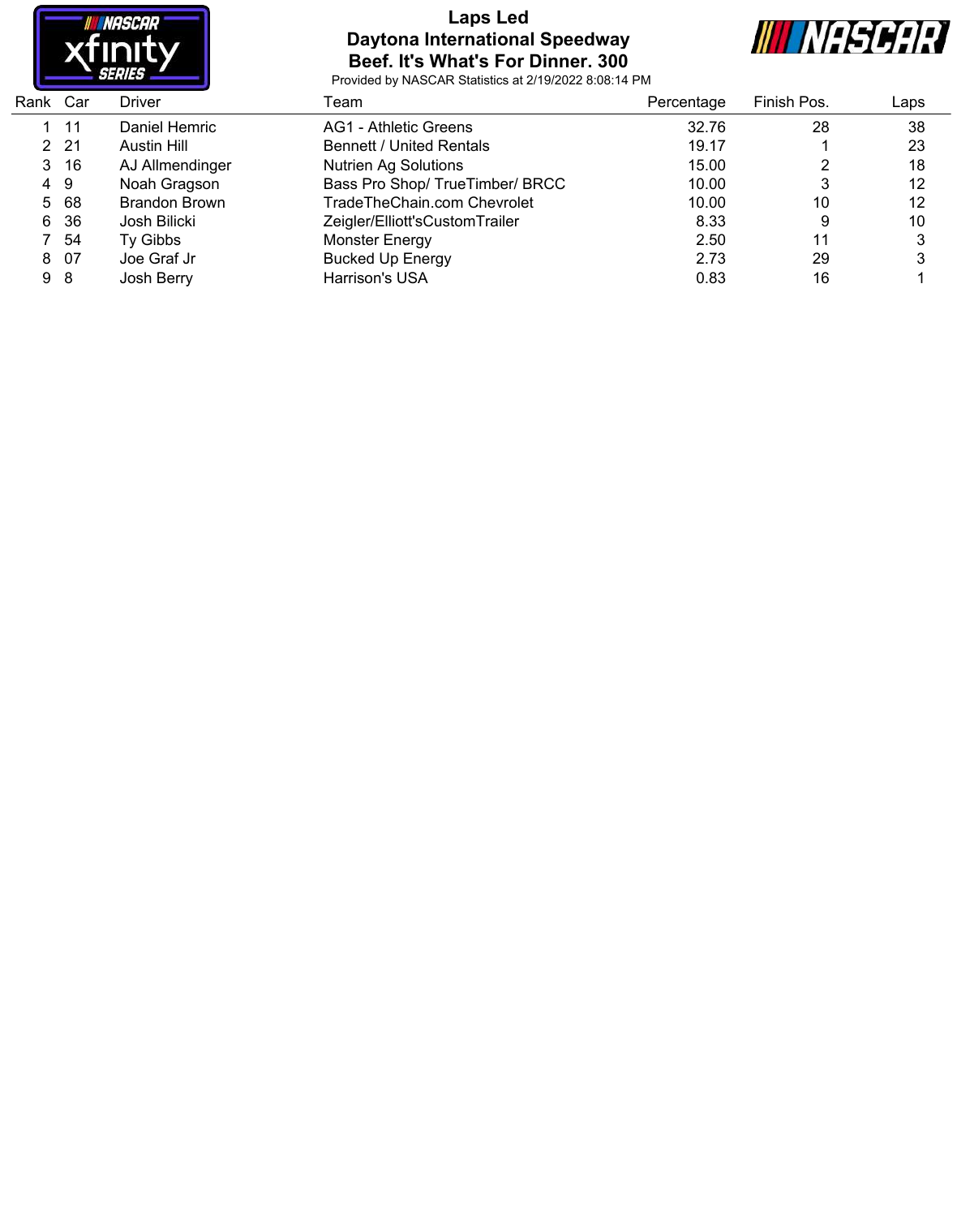# Laps Led

## Daytona International Speedway

## Beef. It's What's For Dinner. 300

Provided by NASCAR Statistics at 2/19/2022 8:08:14 PM

| Rank | Car | Driver | Team | Percentage | Finish Pos. | Laps |
|---|---|---|---|---|---|---|
| 1 | 11 | Daniel Hemric | AG1 - Athletic Greens | 32.76 | 28 | 38 |
| 2 | 21 | Austin Hill | Bennett / United Rentals | 19.17 | 1 | 23 |
| 3 | 16 | AJ Allmendinger | Nutrien Ag Solutions | 15.00 | 2 | 18 |
| 4 | 9 | Noah Gragson | Bass Pro Shop/ TrueTimber/ BRCC | 10.00 | 3 | 12 |
| 5 | 68 | Brandon Brown | TradeTheChain.com Chevrolet | 10.00 | 10 | 12 |
| 6 | 36 | Josh Bilicki | Zeigler/Elliott'sCustomTrailer | 8.33 | 9 | 10 |
| 7 | 54 | Ty Gibbs | Monster Energy | 2.50 | 11 | 3 |
| 8 | 07 | Joe Graf Jr | Bucked Up Energy | 2.73 | 29 | 3 |
| 9 | 8 | Josh Berry | Harrison's USA | 0.83 | 16 | 1 |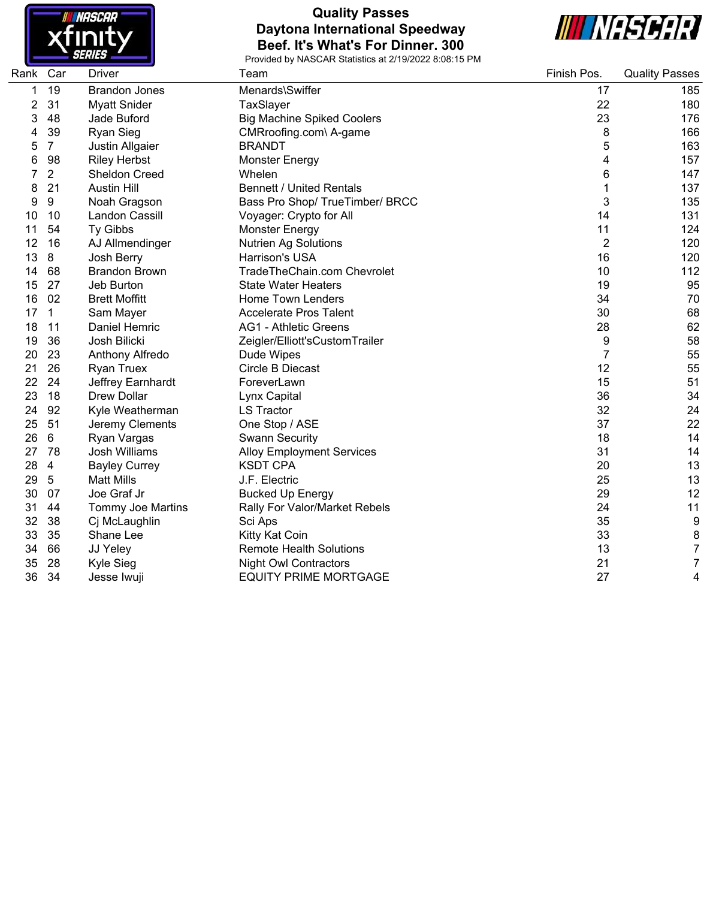# Quality Passes
## Daytona International Speedway
## Beef. It's What's For Dinner. 300

Provided by NASCAR Statistics at 2/19/2022 8:08:15 PM

| Rank | Car | Driver | Team | Finish Pos. | Quality Passes |
|---|---|---|---|---|---|
| 1 | 19 | Brandon Jones | Menards\Swiffer | 17 | 185 |
| 2 | 31 | Myatt Snider | TaxSlayer | 22 | 180 |
| 3 | 48 | Jade Buford | Big Machine Spiked Coolers | 23 | 176 |
| 4 | 39 | Ryan Sieg | CMRroofing.com\ A-game | 8 | 166 |
| 5 | 7 | Justin Allgaier | BRANDT | 5 | 163 |
| 6 | 98 | Riley Herbst | Monster Energy | 4 | 157 |
| 7 | 2 | Sheldon Creed | Whelen | 6 | 147 |
| 8 | 21 | Austin Hill | Bennett / United Rentals | 1 | 137 |
| 9 | 9 | Noah Gragson | Bass Pro Shop/ TrueTimber/ BRCC | 3 | 135 |
| 10 | 10 | Landon Cassill | Voyager: Crypto for All | 14 | 131 |
| 11 | 54 | Ty Gibbs | Monster Energy | 11 | 124 |
| 12 | 16 | AJ Allmendinger | Nutrien Ag Solutions | 2 | 120 |
| 13 | 8 | Josh Berry | Harrison's USA | 16 | 120 |
| 14 | 68 | Brandon Brown | TradeTheChain.com Chevrolet | 10 | 112 |
| 15 | 27 | Jeb Burton | State Water Heaters | 19 | 95 |
| 16 | 02 | Brett Moffitt | Home Town Lenders | 34 | 70 |
| 17 | 1 | Sam Mayer | Accelerate Pros Talent | 30 | 68 |
| 18 | 11 | Daniel Hemric | AG1 - Athletic Greens | 28 | 62 |
| 19 | 36 | Josh Bilicki | Zeigler/Elliott'sCustomTrailer | 9 | 58 |
| 20 | 23 | Anthony Alfredo | Dude Wipes | 7 | 55 |
| 21 | 26 | Ryan Truex | Circle B Diecast | 12 | 55 |
| 22 | 24 | Jeffrey Earnhardt | ForeverLawn | 15 | 51 |
| 23 | 18 | Drew Dollar | Lynx Capital | 36 | 34 |
| 24 | 92 | Kyle Weatherman | LS Tractor | 32 | 24 |
| 25 | 51 | Jeremy Clements | One Stop / ASE | 37 | 22 |
| 26 | 6 | Ryan Vargas | Swann Security | 18 | 14 |
| 27 | 78 | Josh Williams | Alloy Employment Services | 31 | 14 |
| 28 | 4 | Bayley Currey | KSDT CPA | 20 | 13 |
| 29 | 5 | Matt Mills | J.F. Electric | 25 | 13 |
| 30 | 07 | Joe Graf Jr | Bucked Up Energy | 29 | 12 |
| 31 | 44 | Tommy Joe Martins | Rally For Valor/Market Rebels | 24 | 11 |
| 32 | 38 | Cj McLaughlin | Sci Aps | 35 | 9 |
| 33 | 35 | Shane Lee | Kitty Kat Coin | 33 | 8 |
| 34 | 66 | JJ Yeley | Remote Health Solutions | 13 | 7 |
| 35 | 28 | Kyle Sieg | Night Owl Contractors | 21 | 7 |
| 36 | 34 | Jesse Iwuji | EQUITY PRIME MORTGAGE | 27 | 4 |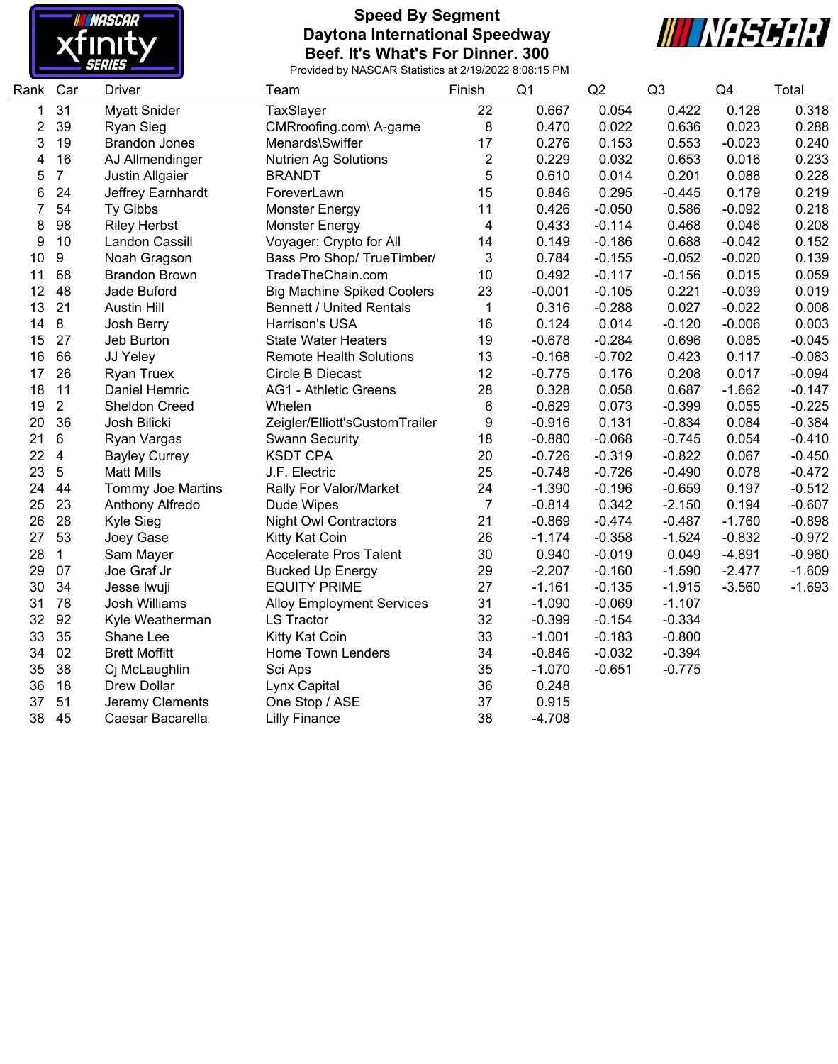# Speed By Segment
## Daytona International Speedway
## Beef. It's What's For Dinner. 300

Provided by NASCAR Statistics at 2/19/2022 8:08:15 PM

| Rank | Car | Driver | Team | Finish | Q1 | Q2 | Q3 | Q4 | Total |
|---|---|---|---|---|---|---|---|---|---|
| 1 | 31 | Myatt Snider | TaxSlayer | 22 | 0.667 | 0.054 | 0.422 | 0.128 | 0.318 |
| 2 | 39 | Ryan Sieg | CMRroofing.com\ A-game | 8 | 0.470 | 0.022 | 0.636 | 0.023 | 0.288 |
| 3 | 19 | Brandon Jones | Menards\Swiffer | 17 | 0.276 | 0.153 | 0.553 | -0.023 | 0.240 |
| 4 | 16 | AJ Allmendinger | Nutrien Ag Solutions | 2 | 0.229 | 0.032 | 0.653 | 0.016 | 0.233 |
| 5 | 7 | Justin Allgaier | BRANDT | 5 | 0.610 | 0.014 | 0.201 | 0.088 | 0.228 |
| 6 | 24 | Jeffrey Earnhardt | ForeverLawn | 15 | 0.846 | 0.295 | -0.445 | 0.179 | 0.219 |
| 7 | 54 | Ty Gibbs | Monster Energy | 11 | 0.426 | -0.050 | 0.586 | -0.092 | 0.218 |
| 8 | 98 | Riley Herbst | Monster Energy | 4 | 0.433 | -0.114 | 0.468 | 0.046 | 0.208 |
| 9 | 10 | Landon Cassill | Voyager: Crypto for All | 14 | 0.149 | -0.186 | 0.688 | -0.042 | 0.152 |
| 10 | 9 | Noah Gragson | Bass Pro Shop/ TrueTimber/ | 3 | 0.784 | -0.155 | -0.052 | -0.020 | 0.139 |
| 11 | 68 | Brandon Brown | TradeTheChain.com | 10 | 0.492 | -0.117 | -0.156 | 0.015 | 0.059 |
| 12 | 48 | Jade Buford | Big Machine Spiked Coolers | 23 | -0.001 | -0.105 | 0.221 | -0.039 | 0.019 |
| 13 | 21 | Austin Hill | Bennett / United Rentals | 1 | 0.316 | -0.288 | 0.027 | -0.022 | 0.008 |
| 14 | 8 | Josh Berry | Harrison's USA | 16 | 0.124 | 0.014 | -0.120 | -0.006 | 0.003 |
| 15 | 27 | Jeb Burton | State Water Heaters | 19 | -0.678 | -0.284 | 0.696 | 0.085 | -0.045 |
| 16 | 66 | JJ Yeley | Remote Health Solutions | 13 | -0.168 | -0.702 | 0.423 | 0.117 | -0.083 |
| 17 | 26 | Ryan Truex | Circle B Diecast | 12 | -0.775 | 0.176 | 0.208 | 0.017 | -0.094 |
| 18 | 11 | Daniel Hemric | AG1 - Athletic Greens | 28 | 0.328 | 0.058 | 0.687 | -1.662 | -0.147 |
| 19 | 2 | Sheldon Creed | Whelen | 6 | -0.629 | 0.073 | -0.399 | 0.055 | -0.225 |
| 20 | 36 | Josh Bilicki | Zeigler/Elliott'sCustomTrailer | 9 | -0.916 | 0.131 | -0.834 | 0.084 | -0.384 |
| 21 | 6 | Ryan Vargas | Swann Security | 18 | -0.880 | -0.068 | -0.745 | 0.054 | -0.410 |
| 22 | 4 | Bayley Currey | KSDT CPA | 20 | -0.726 | -0.319 | -0.822 | 0.067 | -0.450 |
| 23 | 5 | Matt Mills | J.F. Electric | 25 | -0.748 | -0.726 | -0.490 | 0.078 | -0.472 |
| 24 | 44 | Tommy Joe Martins | Rally For Valor/Market | 24 | -1.390 | -0.196 | -0.659 | 0.197 | -0.512 |
| 25 | 23 | Anthony Alfredo | Dude Wipes | 7 | -0.814 | 0.342 | -2.150 | 0.194 | -0.607 |
| 26 | 28 | Kyle Sieg | Night Owl Contractors | 21 | -0.869 | -0.474 | -0.487 | -1.760 | -0.898 |
| 27 | 53 | Joey Gase | Kitty Kat Coin | 26 | -1.174 | -0.358 | -1.524 | -0.832 | -0.972 |
| 28 | 1 | Sam Mayer | Accelerate Pros Talent | 30 | 0.940 | -0.019 | 0.049 | -4.891 | -0.980 |
| 29 | 07 | Joe Graf Jr | Bucked Up Energy | 29 | -2.207 | -0.160 | -1.590 | -2.477 | -1.609 |
| 30 | 34 | Jesse Iwuji | EQUITY PRIME | 27 | -1.161 | -0.135 | -1.915 | -3.560 | -1.693 |
| 31 | 78 | Josh Williams | Alloy Employment Services | 31 | -1.090 | -0.069 | -1.107 | | |
| 32 | 92 | Kyle Weatherman | LS Tractor | 32 | -0.399 | -0.154 | -0.334 | | |
| 33 | 35 | Shane Lee | Kitty Kat Coin | 33 | -1.001 | -0.183 | -0.800 | | |
| 34 | 02 | Brett Moffitt | Home Town Lenders | 34 | -0.846 | -0.032 | -0.394 | | |
| 35 | 38 | Cj McLaughlin | Sci Aps | 35 | -1.070 | -0.651 | -0.775 | | |
| 36 | 18 | Drew Dollar | Lynx Capital | 36 | 0.248 | | | | |
| 37 | 51 | Jeremy Clements | One Stop / ASE | 37 | 0.915 | | | | |
| 38 | 45 | Caesar Bacarella | Lilly Finance | 38 | -4.708 | | | | |